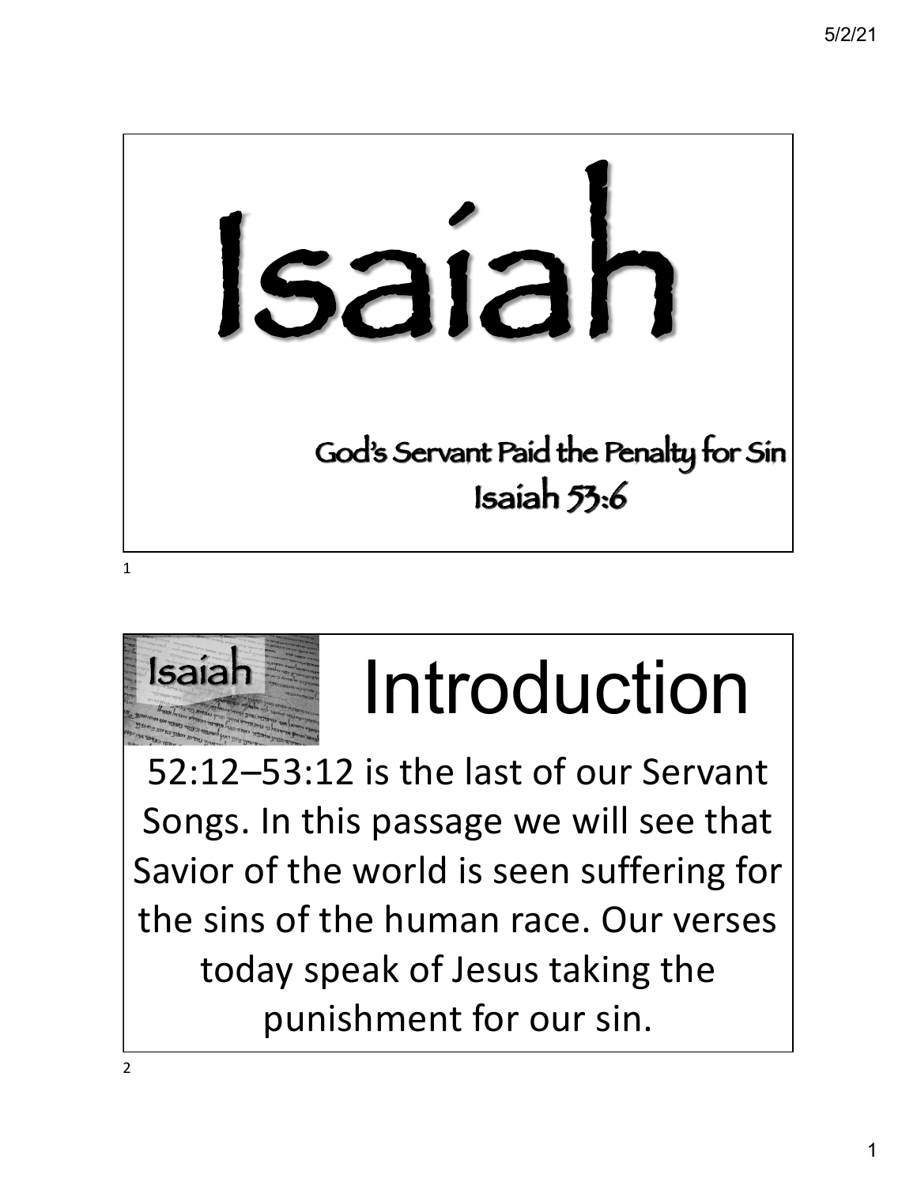# Isaiah

God's Servant Paid the Penalty for Sin
Isaiah 53:6

## Introduction

52:12–53:12 is the last of our Servant Songs. In this passage we will see that Savior of the world is seen suffering for the sins of the human race. Our verses today speak of Jesus taking the punishment for our sin.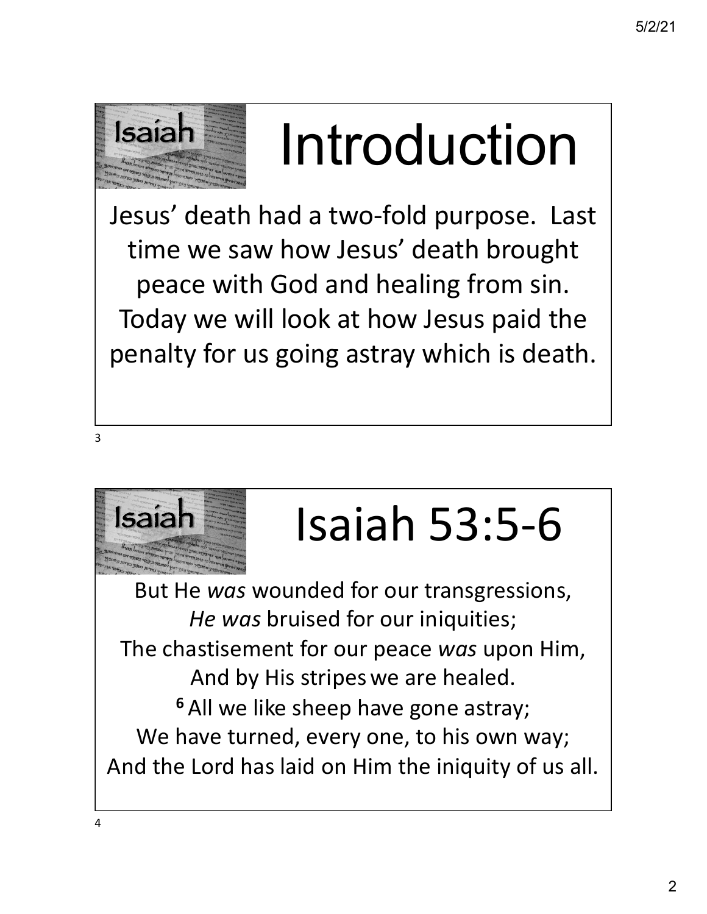# Introduction

Jesus' death had a two-fold purpose. Last time we saw how Jesus' death brought peace with God and healing from sin. Today we will look at how Jesus paid the penalty for us going astray which is death.

# Isaiah 53:5-6

But He *was* wounded for our transgressions,
*He was* bruised for our iniquities;
The chastisement for our peace *was* upon Him,
And by His stripes we are healed.
**6** All we like sheep have gone astray;
We have turned, every one, to his own way;
And the Lord has laid on Him the iniquity of us all.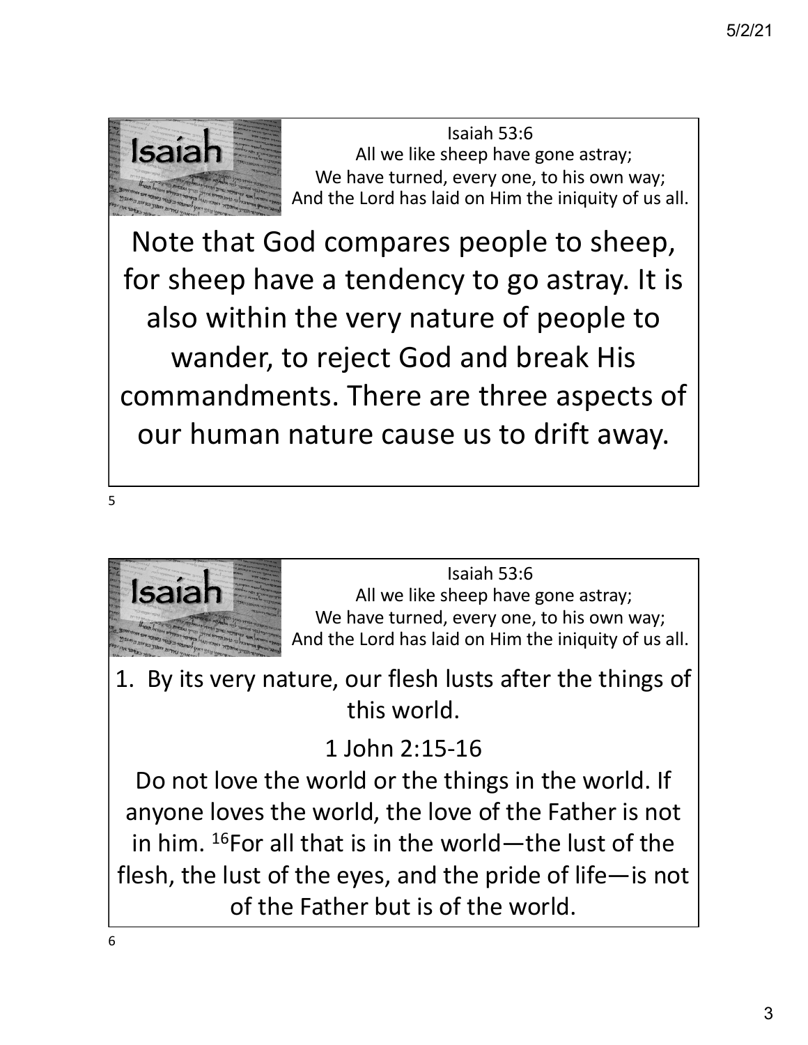## Isaiah

Isaiah 53:6
All we like sheep have gone astray;
We have turned, every one, to his own way;
And the Lord has laid on Him the iniquity of us all.

Note that God compares people to sheep, for sheep have a tendency to go astray. It is also within the very nature of people to wander, to reject God and break His commandments. There are three aspects of our human nature cause us to drift away.

## Isaiah

Isaiah 53:6
All we like sheep have gone astray;
We have turned, every one, to his own way;
And the Lord has laid on Him the iniquity of us all.

1. By its very nature, our flesh lusts after the things of this world.

1 John 2:15-16

Do not love the world or the things in the world. If anyone loves the world, the love of the Father is not in him. [16]For all that is in the world—the lust of the flesh, the lust of the eyes, and the pride of life—is not of the Father but is of the world.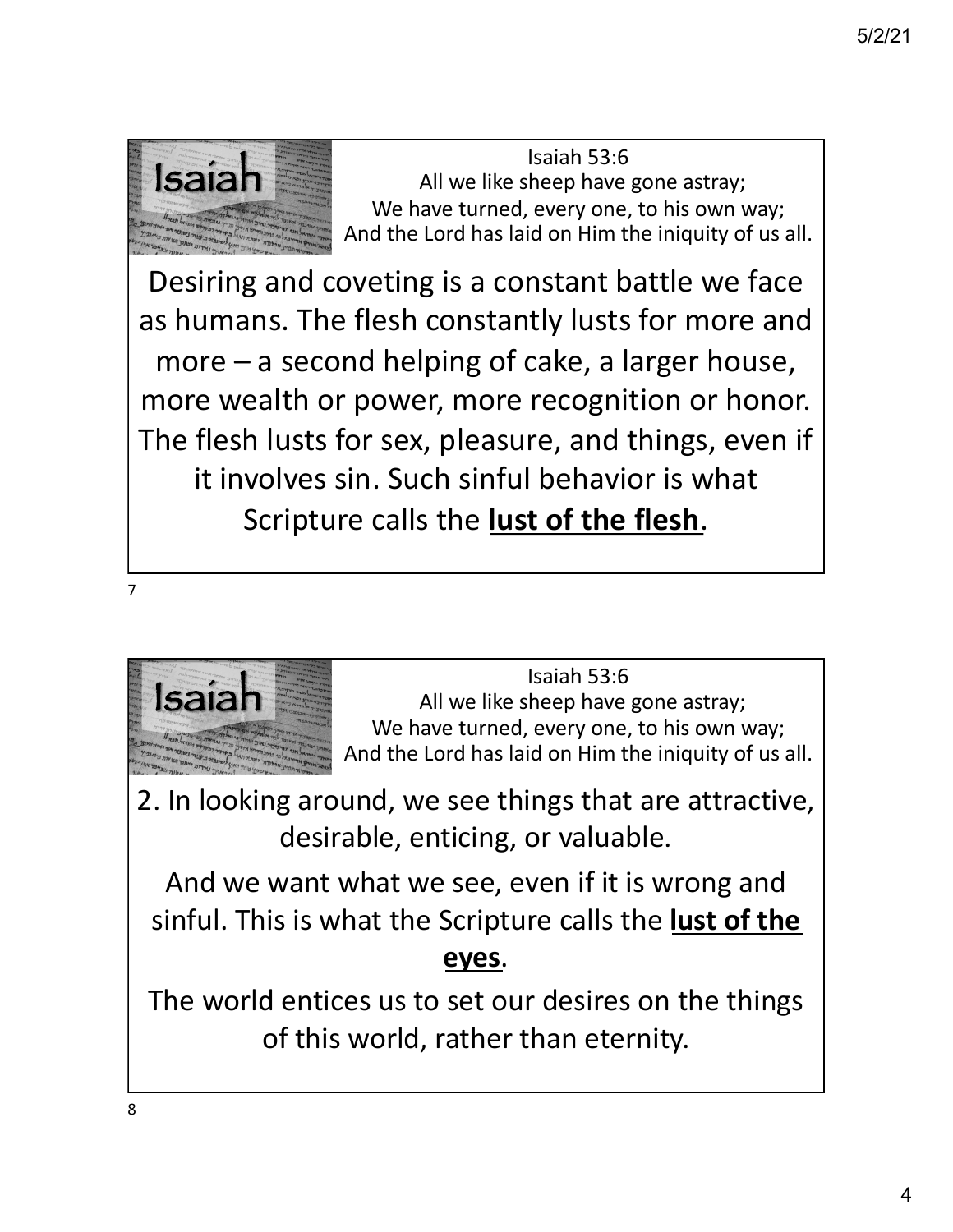Isaiah 53:6
All we like sheep have gone astray;
We have turned, every one, to his own way;
And the Lord has laid on Him the iniquity of us all.

Desiring and coveting is a constant battle we face as humans. The flesh constantly lusts for more and more – a second helping of cake, a larger house, more wealth or power, more recognition or honor. The flesh lusts for sex, pleasure, and things, even if it involves sin. Such sinful behavior is what Scripture calls the **lust of the flesh**.

---

Isaiah 53:6
All we like sheep have gone astray;
We have turned, every one, to his own way;
And the Lord has laid on Him the iniquity of us all.

2. In looking around, we see things that are attractive, desirable, enticing, or valuable.

And we want what we see, even if it is wrong and sinful. This is what the Scripture calls the **lust of the eyes**.

The world entices us to set our desires on the things of this world, rather than eternity.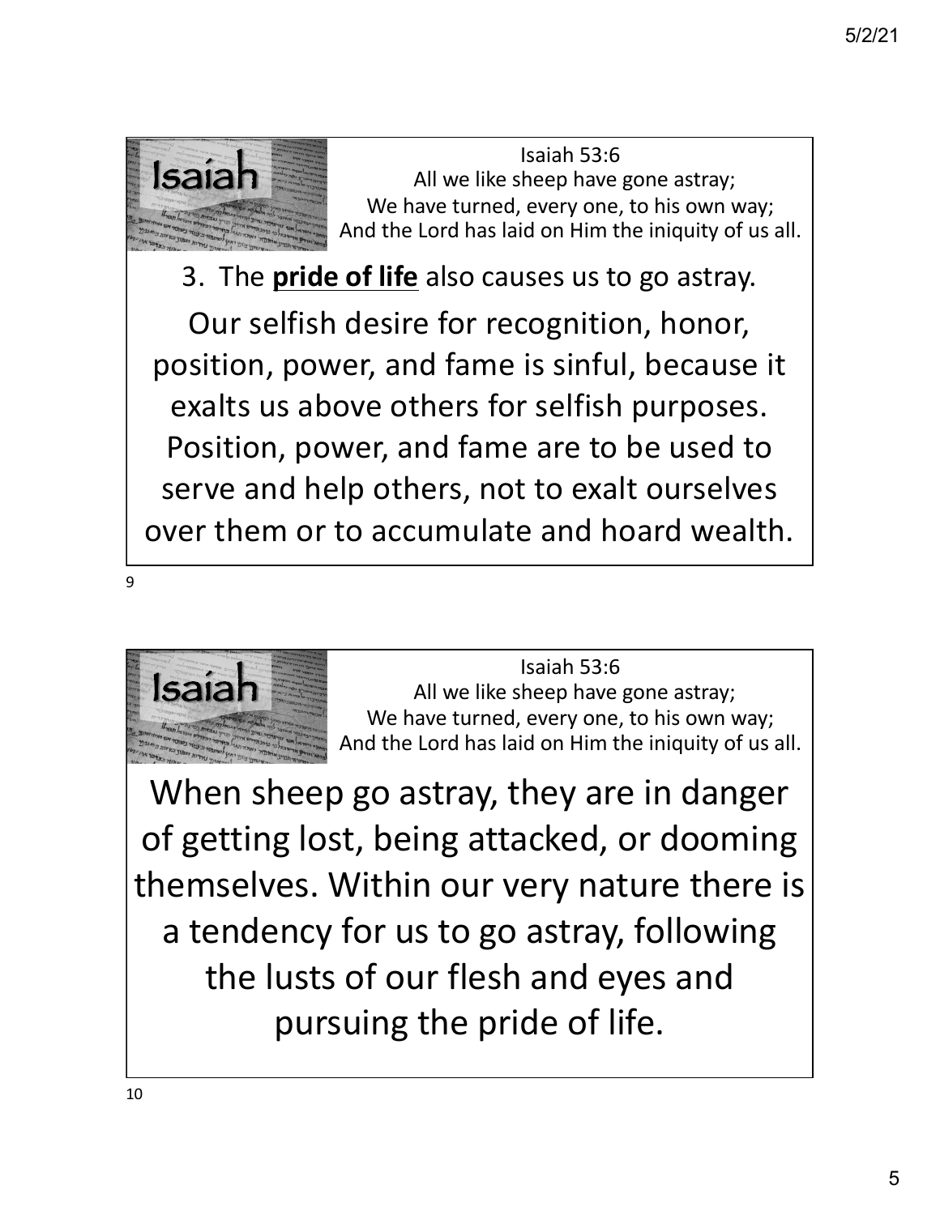Isaiah

Isaiah 53:6
All we like sheep have gone astray;
We have turned, every one, to his own way;
And the Lord has laid on Him the iniquity of us all.

3. The **pride of life** also causes us to go astray.

Our selfish desire for recognition, honor, position, power, and fame is sinful, because it exalts us above others for selfish purposes. Position, power, and fame are to be used to serve and help others, not to exalt ourselves over them or to accumulate and hoard wealth.

Isaiah

Isaiah 53:6
All we like sheep have gone astray;
We have turned, every one, to his own way;
And the Lord has laid on Him the iniquity of us all.

When sheep go astray, they are in danger of getting lost, being attacked, or dooming themselves. Within our very nature there is a tendency for us to go astray, following the lusts of our flesh and eyes and pursuing the pride of life.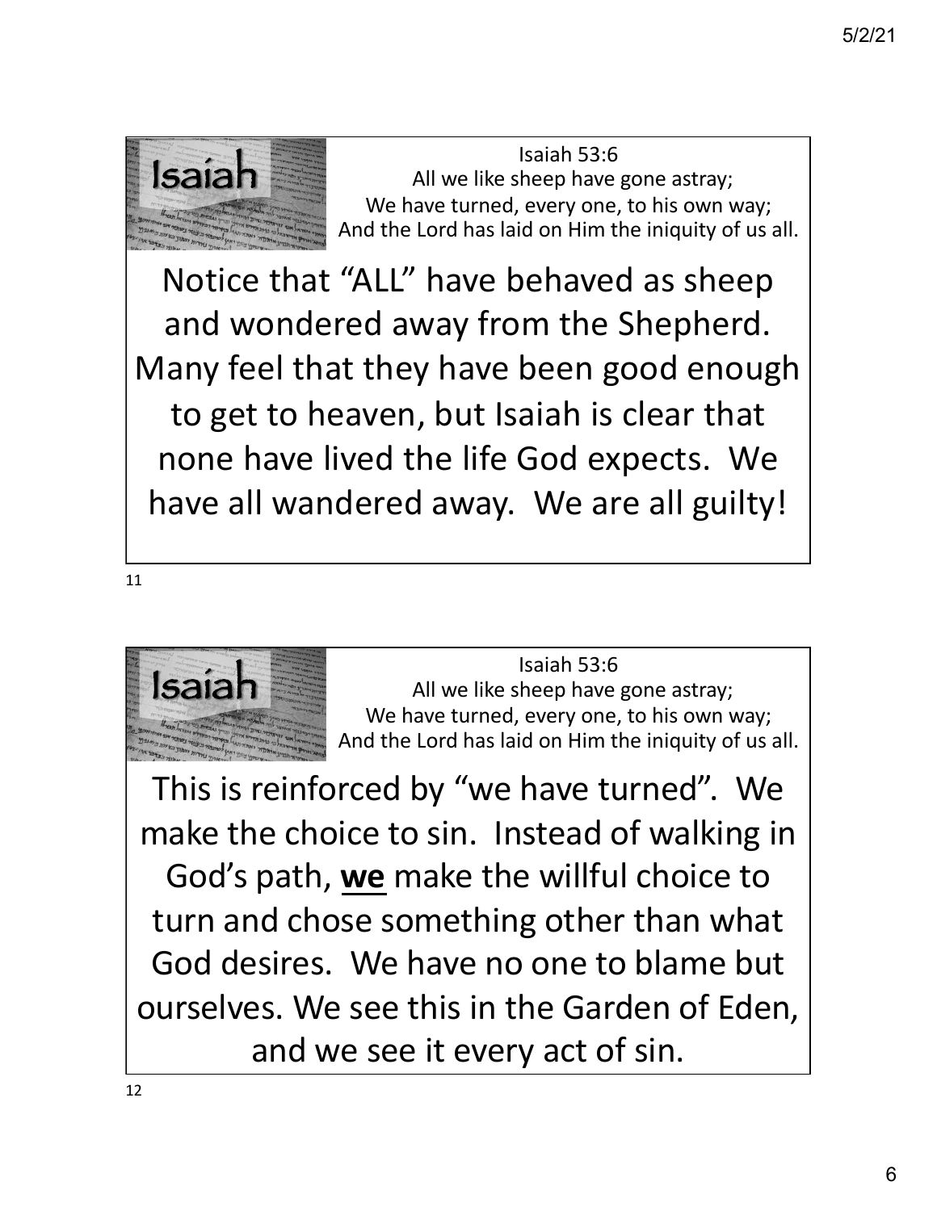Isaiah

Isaiah 53:6
All we like sheep have gone astray;
We have turned, every one, to his own way;
And the Lord has laid on Him the iniquity of us all.

Notice that "ALL" have behaved as sheep and wondered away from the Shepherd. Many feel that they have been good enough to get to heaven, but Isaiah is clear that none have lived the life God expects. We have all wandered away. We are all guilty!

Isaiah

Isaiah 53:6
All we like sheep have gone astray;
We have turned, every one, to his own way;
And the Lord has laid on Him the iniquity of us all.

This is reinforced by "we have turned". We make the choice to sin. Instead of walking in God's path, **<u>we</u>** make the willful choice to turn and chose something other than what God desires. We have no one to blame but ourselves. We see this in the Garden of Eden, and we see it every act of sin.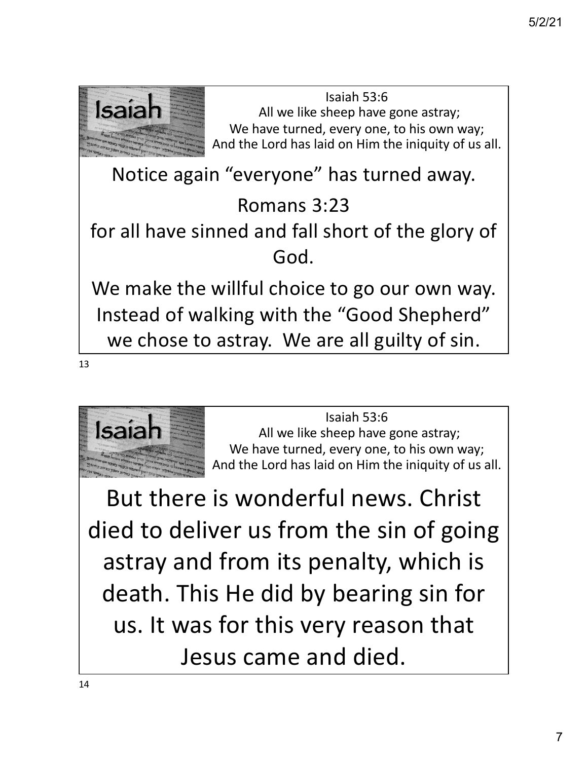Isaiah

Isaiah 53:6
All we like sheep have gone astray;
We have turned, every one, to his own way;
And the Lord has laid on Him the iniquity of us all.

Notice again "everyone" has turned away.

Romans 3:23

for all have sinned and fall short of the glory of God.

We make the willful choice to go our own way. Instead of walking with the "Good Shepherd" we chose to astray. We are all guilty of sin.

13

Isaiah

Isaiah 53:6
All we like sheep have gone astray;
We have turned, every one, to his own way;
And the Lord has laid on Him the iniquity of us all.

But there is wonderful news. Christ died to deliver us from the sin of going astray and from its penalty, which is death. This He did by bearing sin for us. It was for this very reason that Jesus came and died.

14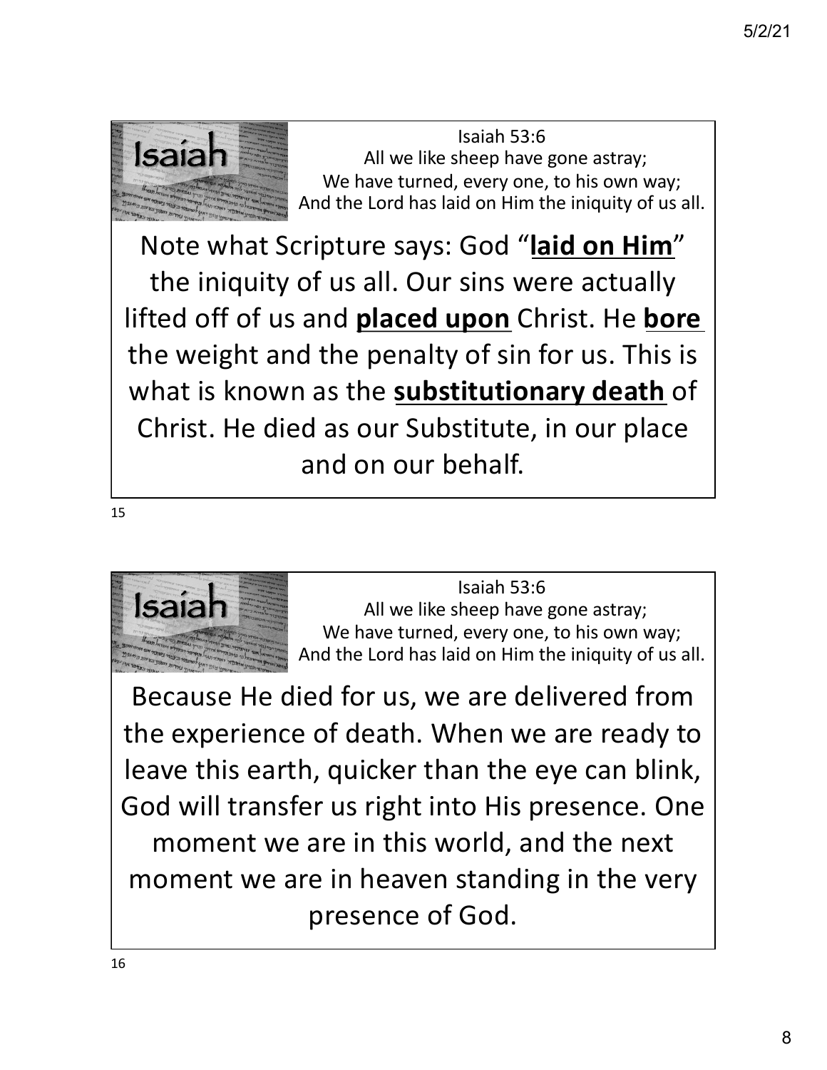Isaiah

Isaiah 53:6
All we like sheep have gone astray;
We have turned, every one, to his own way;
And the Lord has laid on Him the iniquity of us all.

Note what Scripture says: God "**laid on Him**" the iniquity of us all. Our sins were actually lifted off of us and **placed upon** Christ. He **bore** the weight and the penalty of sin for us. This is what is known as the **substitutionary death** of Christ. He died as our Substitute, in our place and on our behalf.

Isaiah

Isaiah 53:6
All we like sheep have gone astray;
We have turned, every one, to his own way;
And the Lord has laid on Him the iniquity of us all.

Because He died for us, we are delivered from the experience of death. When we are ready to leave this earth, quicker than the eye can blink, God will transfer us right into His presence. One moment we are in this world, and the next moment we are in heaven standing in the very presence of God.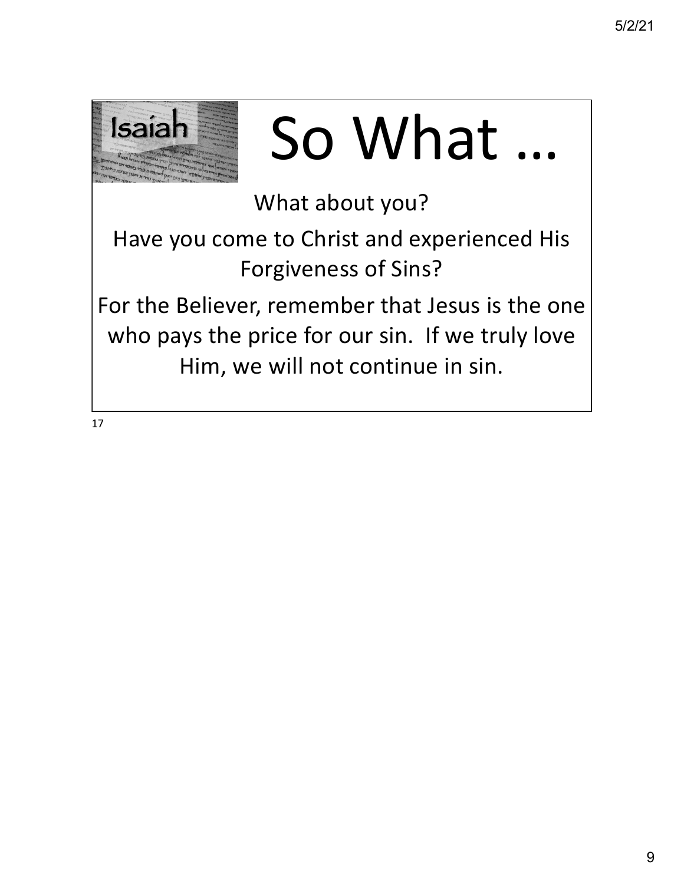# So What …

What about you?

Have you come to Christ and experienced His Forgiveness of Sins?

For the Believer, remember that Jesus is the one who pays the price for our sin. If we truly love Him, we will not continue in sin.